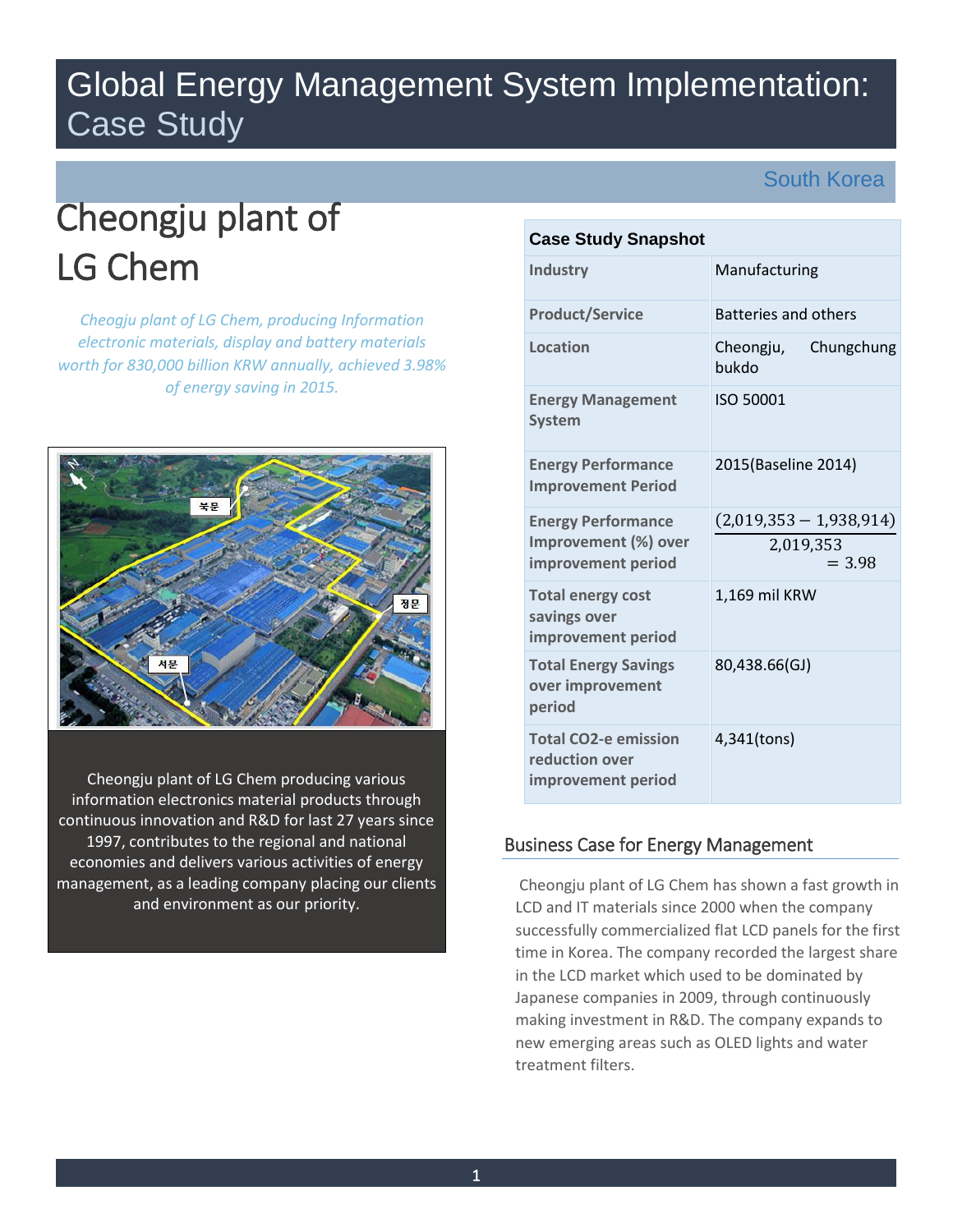# Global Energy Management System Implementation: Case Study

South Korea

## Cheongju plant of LG Chem

*Cheogju plant of LG Chem, producing Information electronic materials, display and battery materials worth for 830,000 billion KRW annually, achieved 3.98% of energy saving in 2015.*

Cheongju plant of LG Chem producing various information electronics material products through continuous innovation and R&D for last 27 years since 1997, contributes to the regional and national economies and delivers various activities of energy management, as a leading company placing our clients and environment as our priority.

| Case Study Snapshot | |
|---|---|
| **Industry** | Manufacturing |
| **Product/Service** | Batteries and others |
| **Location** | Cheongju, Chungchung bukdo |
| **Energy Management System** | ISO 50001 |
| **Energy Performance Improvement Period** | 2015(Baseline 2014) |
| **Energy Performance Improvement (%) over improvement period** | $\frac{(2{,}019{,}353 - 1{,}938{,}914)}{2{,}019{,}353} = 3.98$ |
| **Total energy cost savings over improvement period** | 1,169 mil KRW |
| **Total Energy Savings over improvement period** | 80,438.66(GJ) |
| **Total CO2-e emission reduction over improvement period** | 4,341(tons) |

## Business Case for Energy Management

Cheongju plant of LG Chem has shown a fast growth in LCD and IT materials since 2000 when the company successfully commercialized flat LCD panels for the first time in Korea. The company recorded the largest share in the LCD market which used to be dominated by Japanese companies in 2009, through continuously making investment in R&D. The company expands to new emerging areas such as OLED lights and water treatment filters.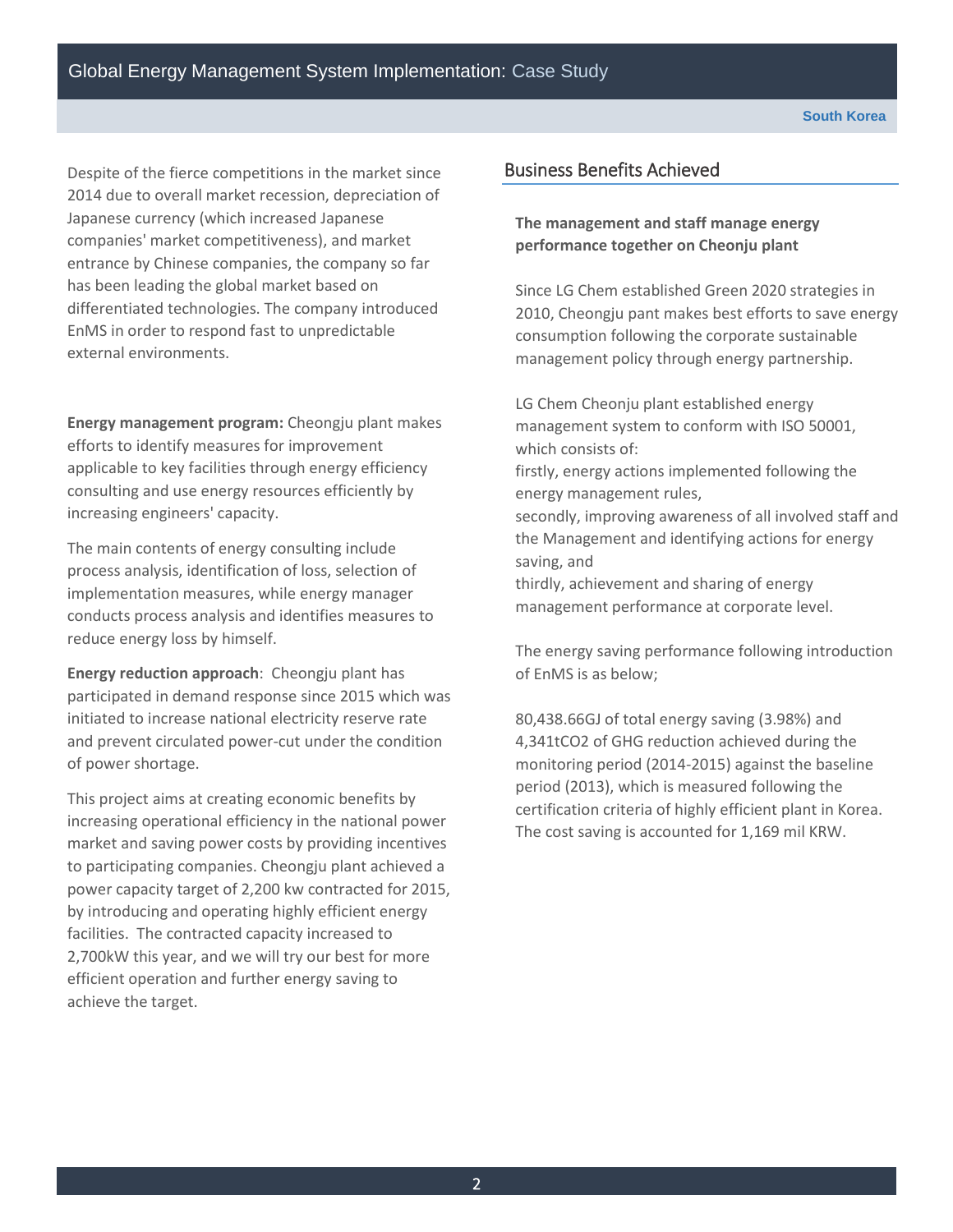Despite of the fierce competitions in the market since 2014 due to overall market recession, depreciation of Japanese currency (which increased Japanese companies' market competitiveness), and market entrance by Chinese companies, the company so far has been leading the global market based on differentiated technologies. The company introduced EnMS in order to respond fast to unpredictable external environments.

**Energy management program:** Cheongju plant makes efforts to identify measures for improvement applicable to key facilities through energy efficiency consulting and use energy resources efficiently by increasing engineers' capacity.

The main contents of energy consulting include process analysis, identification of loss, selection of implementation measures, while energy manager conducts process analysis and identifies measures to reduce energy loss by himself.

**Energy reduction approach**: Cheongju plant has participated in demand response since 2015 which was initiated to increase national electricity reserve rate and prevent circulated power-cut under the condition of power shortage.

This project aims at creating economic benefits by increasing operational efficiency in the national power market and saving power costs by providing incentives to participating companies. Cheongju plant achieved a power capacity target of 2,200 kw contracted for 2015, by introducing and operating highly efficient energy facilities. The contracted capacity increased to 2,700kW this year, and we will try our best for more efficient operation and further energy saving to achieve the target.

## Business Benefits Achieved

**The management and staff manage energy performance together on Cheonju plant**

Since LG Chem established Green 2020 strategies in 2010, Cheongju pant makes best efforts to save energy consumption following the corporate sustainable management policy through energy partnership.

LG Chem Cheonju plant established energy management system to conform with ISO 50001, which consists of:
firstly, energy actions implemented following the energy management rules,
secondly, improving awareness of all involved staff and the Management and identifying actions for energy saving, and
thirdly, achievement and sharing of energy management performance at corporate level.

The energy saving performance following introduction of EnMS is as below;

80,438.66GJ of total energy saving (3.98%) and 4,341t$CO_2$ of GHG reduction achieved during the monitoring period (2014-2015) against the baseline period (2013), which is measured following the certification criteria of highly efficient plant in Korea. The cost saving is accounted for 1,169 mil KRW.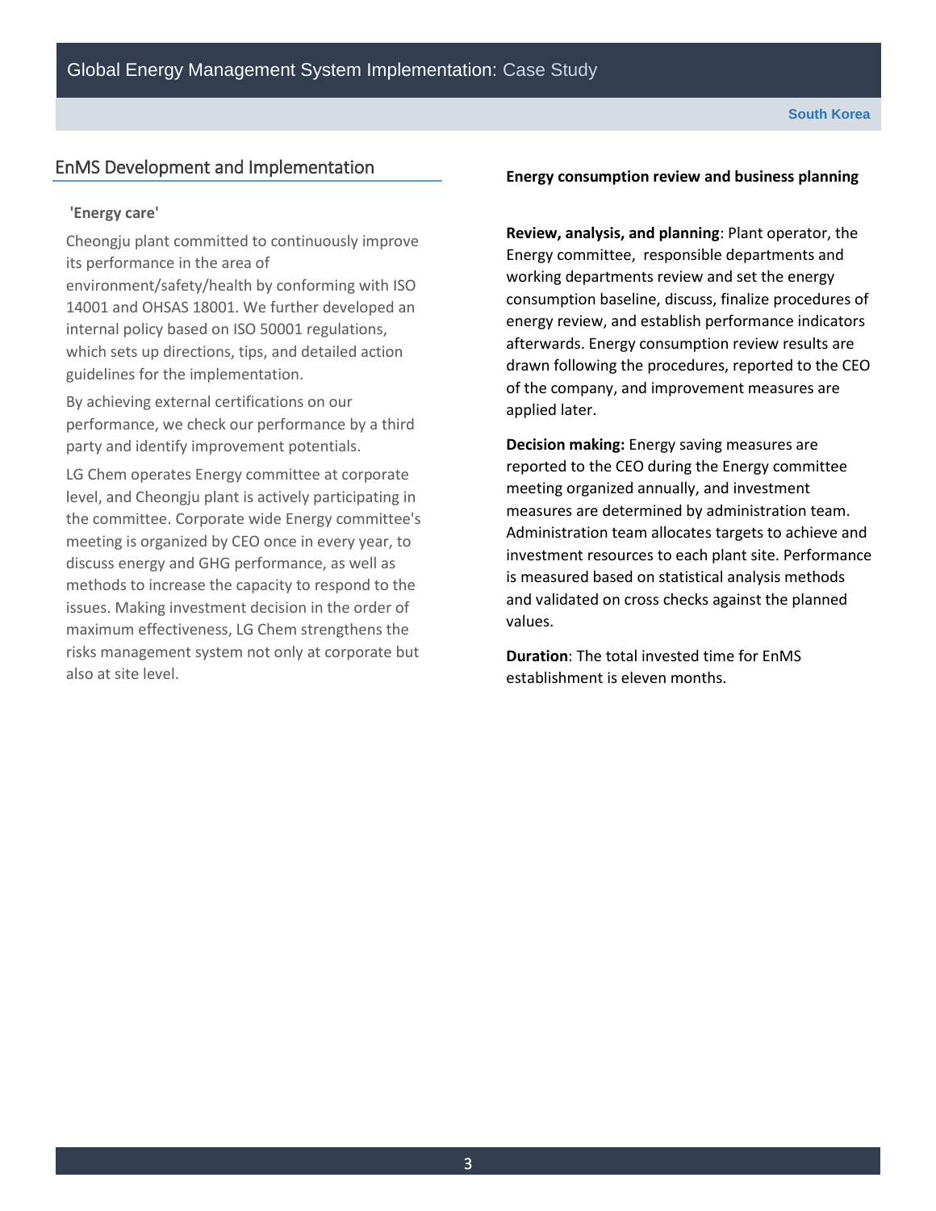## EnMS Development and Implementation

**'Energy care'**

Cheongju plant committed to continuously improve its performance in the area of environment/safety/health by conforming with ISO 14001 and OHSAS 18001. We further developed an internal policy based on ISO 50001 regulations, which sets up directions, tips, and detailed action guidelines for the implementation.

By achieving external certifications on our performance, we check our performance by a third party and identify improvement potentials.

LG Chem operates Energy committee at corporate level, and Cheongju plant is actively participating in the committee. Corporate wide Energy committee's meeting is organized by CEO once in every year, to discuss energy and GHG performance, as well as methods to increase the capacity to respond to the issues. Making investment decision in the order of maximum effectiveness, LG Chem strengthens the risks management system not only at corporate but also at site level.

**Energy consumption review and business planning**

**Review, analysis, and planning**: Plant operator, the Energy committee, responsible departments and working departments review and set the energy consumption baseline, discuss, finalize procedures of energy review, and establish performance indicators afterwards. Energy consumption review results are drawn following the procedures, reported to the CEO of the company, and improvement measures are applied later.

**Decision making:** Energy saving measures are reported to the CEO during the Energy committee meeting organized annually, and investment measures are determined by administration team. Administration team allocates targets to achieve and investment resources to each plant site. Performance is measured based on statistical analysis methods and validated on cross checks against the planned values.

**Duration**: The total invested time for EnMS establishment is eleven months.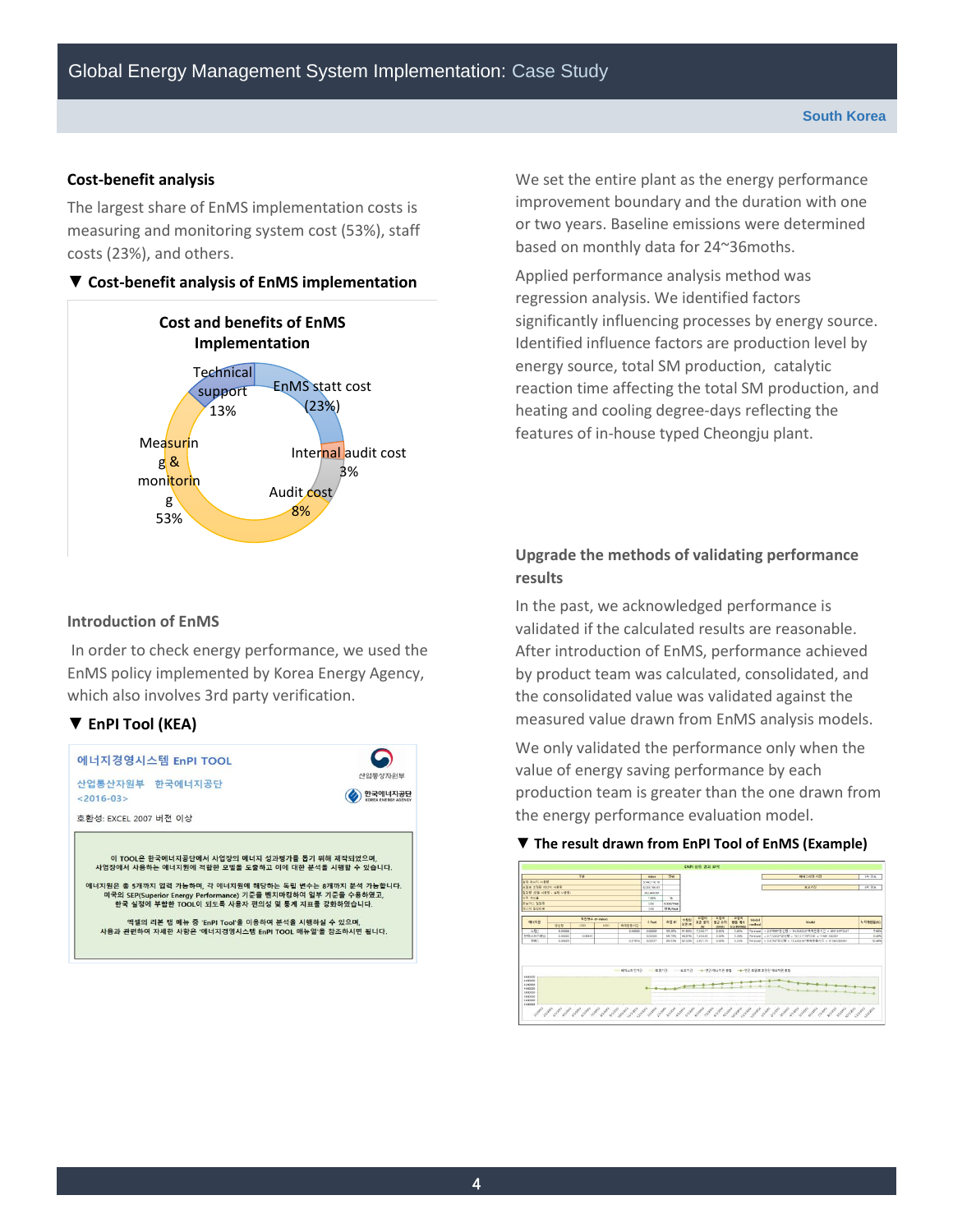## Cost-benefit analysis

The largest share of EnMS implementation costs is measuring and monitoring system cost (53%), staff costs (23%), and others.

**▼ Cost-benefit analysis of EnMS implementation**

**Cost and benefits of EnMS Implementation**

- Measuring & monitoring 53%
- EnMS statt cost (23%)
- Technical support 13%
- Audit cost 8%
- Internal audit cost 3%

## Introduction of EnMS

In order to check energy performance, we used the EnMS policy implemented by Korea Energy Agency, which also involves 3rd party verification.

**▼ EnPI Tool (KEA)**

에너지경영시스템 EnPI TOOL

산업통상자원부 한국에너지공단

<2016-03>

호환성: EXCEL 2007 버전 이상

이 TOOL은 한국에너지공단에서 사업장의 에너지 성과평가를 돕기 위해 제작되었으며, 사업장에서 사용하는 에너지원에 적합한 모델을 도출하고 이에 대한 분석을 시행할 수 있습니다.

에너지원은 총 5개까지 입력 가능하며, 각 에너지원에 해당하는 독립 변수는 8개까지 분석 가능합니다. 미국의 SEP(Superior Energy Performance) 기준을 벤치마킹하여 일부 기준을 수용하였고, 한국 실정에 부합한 TOOL이 되도록 사용자 편의성 및 통계 지표를 강화하였습니다.

엑셀의 리본 탭 메뉴 중 'EnPI Tool'을 이용하여 분석을 시행하실 수 있으며, 사용과 관련하여 자세한 사항은 '에너지경영시스템 EnPI TOOL 매뉴얼'을 참조하시면 됩니다.

We set the entire plant as the energy performance improvement boundary and the duration with one or two years. Baseline emissions were determined based on monthly data for 24~36moths.

Applied performance analysis method was regression analysis. We identified factors significantly influencing processes by energy source. Identified influence factors are production level by energy source, total SM production, catalytic reaction time affecting the total SM production, and heating and cooling degree-days reflecting the features of in-house typed Cheongju plant.

## Upgrade the methods of validating performance results

In the past, we acknowledged performance is validated if the calculated results are reasonable. After introduction of EnMS, performance achieved by product team was calculated, consolidated, and the consolidated value was validated against the measured value drawn from EnMS analysis models.

We only validated the performance only when the value of energy saving performance by each production team is greater than the one drawn from the energy performance evaluation model.

**▼ The result drawn from EnPI Tool of EnMS (Example)**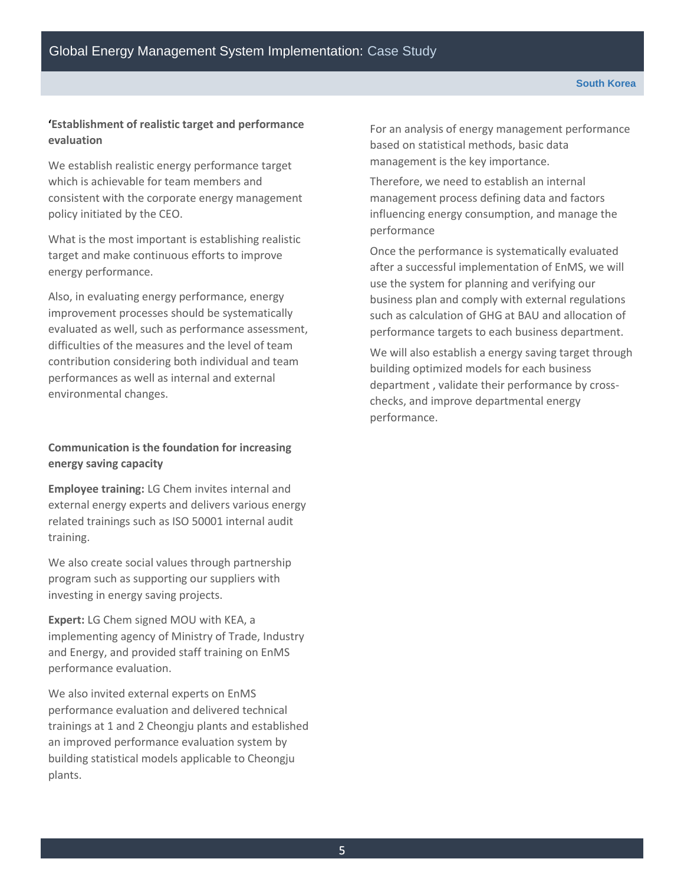**'Establishment of realistic target and performance evaluation**

We establish realistic energy performance target which is achievable for team members and consistent with the corporate energy management policy initiated by the CEO.

What is the most important is establishing realistic target and make continuous efforts to improve energy performance.

Also, in evaluating energy performance, energy improvement processes should be systematically evaluated as well, such as performance assessment, difficulties of the measures and the level of team contribution considering both individual and team performances as well as internal and external environmental changes.

**Communication is the foundation for increasing energy saving capacity**

**Employee training:** LG Chem invites internal and external energy experts and delivers various energy related trainings such as ISO 50001 internal audit training.

We also create social values through partnership program such as supporting our suppliers with investing in energy saving projects.

**Expert:** LG Chem signed MOU with KEA, a implementing agency of Ministry of Trade, Industry and Energy, and provided staff training on EnMS performance evaluation.

We also invited external experts on EnMS performance evaluation and delivered technical trainings at 1 and 2 Cheongju plants and established an improved performance evaluation system by building statistical models applicable to Cheongju plants.

For an analysis of energy management performance based on statistical methods, basic data management is the key importance.

Therefore, we need to establish an internal management process defining data and factors influencing energy consumption, and manage the performance

Once the performance is systematically evaluated after a successful implementation of EnMS, we will use the system for planning and verifying our business plan and comply with external regulations such as calculation of GHG at BAU and allocation of performance targets to each business department.

We will also establish a energy saving target through building optimized models for each business department , validate their performance by cross-checks, and improve departmental energy performance.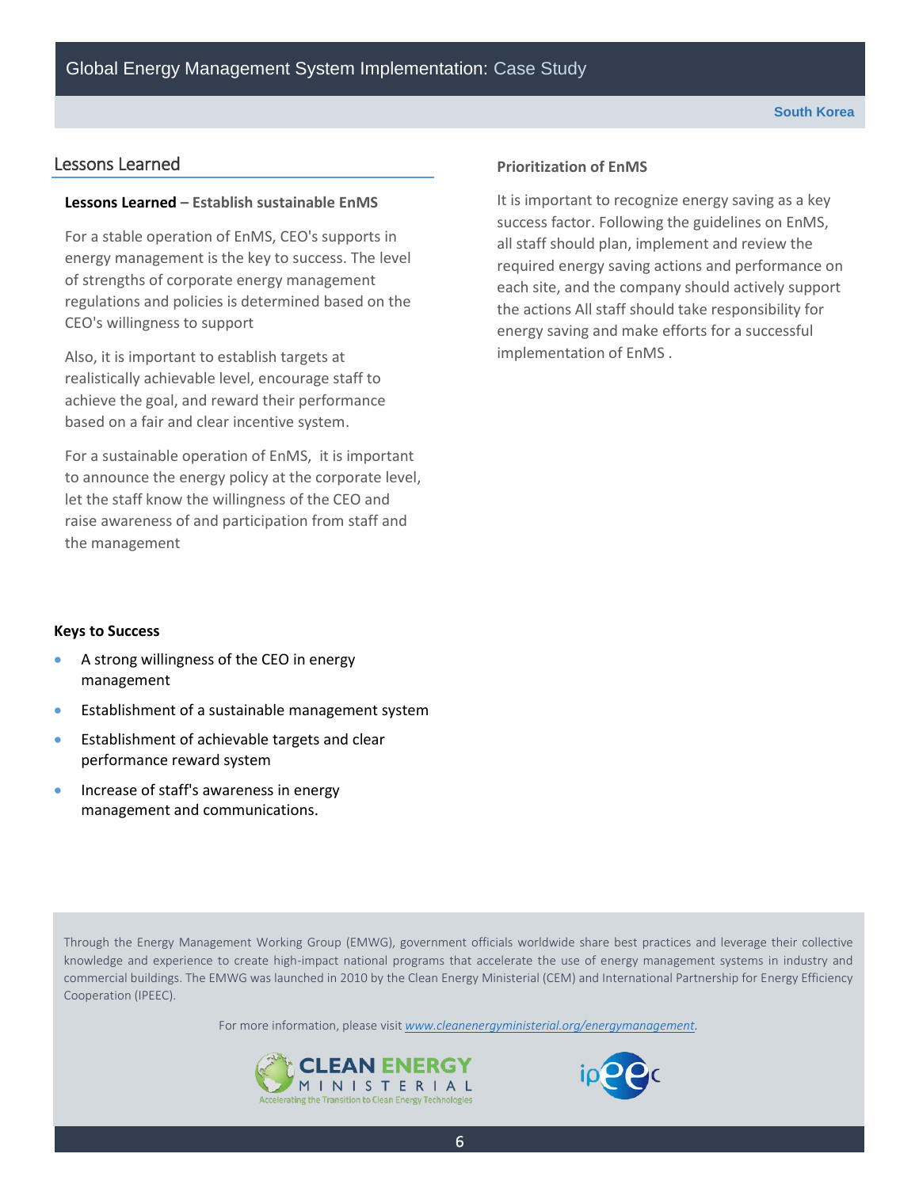## Lessons Learned

**Lessons Learned – Establish sustainable EnMS**

For a stable operation of EnMS, CEO's supports in energy management is the key to success. The level of strengths of corporate energy management regulations and policies is determined based on the CEO's willingness to support

Also, it is important to establish targets at realistically achievable level, encourage staff to achieve the goal, and reward their performance based on a fair and clear incentive system.

For a sustainable operation of EnMS, it is important to announce the energy policy at the corporate level, let the staff know the willingness of the CEO and raise awareness of and participation from staff and the management

**Keys to Success**

- A strong willingness of the CEO in energy management
- Establishment of a sustainable management system
- Establishment of achievable targets and clear performance reward system
- Increase of staff's awareness in energy management and communications.

**Prioritization of EnMS**

It is important to recognize energy saving as a key success factor. Following the guidelines on EnMS, all staff should plan, implement and review the required energy saving actions and performance on each site, and the company should actively support the actions All staff should take responsibility for energy saving and make efforts for a successful implementation of EnMS .

Through the Energy Management Working Group (EMWG), government officials worldwide share best practices and leverage their collective knowledge and experience to create high-impact national programs that accelerate the use of energy management systems in industry and commercial buildings. The EMWG was launched in 2010 by the Clean Energy Ministerial (CEM) and International Partnership for Energy Efficiency Cooperation (IPEEC).

For more information, please visit *www.cleanenergyministerial.org/energymanagement*.